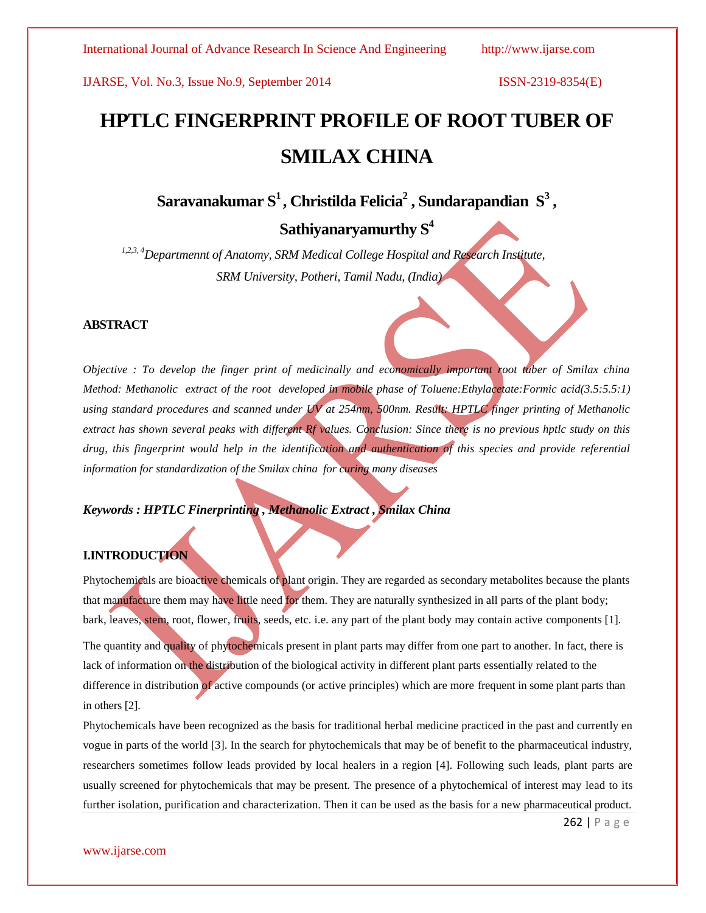# HPTLC FINGERPRINT PROFILE OF ROOT TUBER OF SMILAX CHINA

**Saravanakumar S[1], Christilda Felicia[2], Sundarapandian S[3], Sathiyanaryamurthy S[4]**

*[1,2,3,4]Departmennt of Anatomy, SRM Medical College Hospital and Research Institute, SRM University, Potheri, Tamil Nadu, (India)*

## ABSTRACT

*Objective : To develop the finger print of medicinally and economically important root tuber of Smilax china Method: Methanolic extract of the root developed in mobile phase of Toluene:Ethylacetate:Formic acid(3.5:5.5:1) using standard procedures and scanned under UV at 254nm, 500nm. Result: HPTLC finger printing of Methanolic extract has shown several peaks with different Rf values. Conclusion: Since there is no previous hptlc study on this drug, this fingerprint would help in the identification and authentication of this species and provide referential information for standardization of the Smilax china for curing many diseases*

***Keywords : HPTLC Finerprinting , Methanolic Extract , Smilax China***

## I.INTRODUCTION

Phytochemicals are bioactive chemicals of plant origin. They are regarded as secondary metabolites because the plants that manufacture them may have little need for them. They are naturally synthesized in all parts of the plant body; bark, leaves, stem, root, flower, fruits, seeds, etc. i.e. any part of the plant body may contain active components [1].

The quantity and quality of phytochemicals present in plant parts may differ from one part to another. In fact, there is lack of information on the distribution of the biological activity in different plant parts essentially related to the difference in distribution of active compounds (or active principles) which are more frequent in some plant parts than in others [2].

Phytochemicals have been recognized as the basis for traditional herbal medicine practiced in the past and currently en vogue in parts of the world [3]. In the search for phytochemicals that may be of benefit to the pharmaceutical industry, researchers sometimes follow leads provided by local healers in a region [4]. Following such leads, plant parts are usually screened for phytochemicals that may be present. The presence of a phytochemical of interest may lead to its further isolation, purification and characterization. Then it can be used as the basis for a new pharmaceutical product.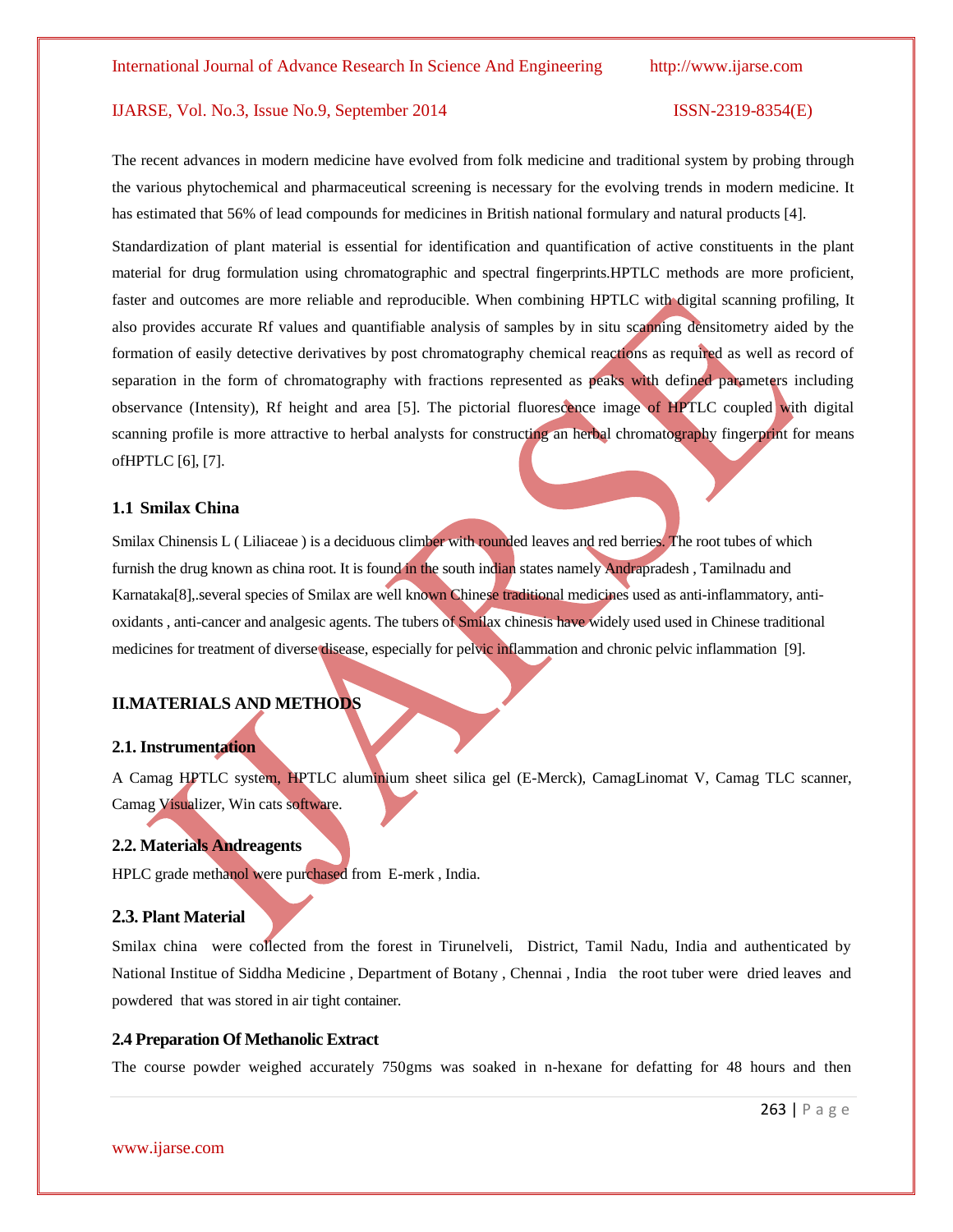The recent advances in modern medicine have evolved from folk medicine and traditional system by probing through the various phytochemical and pharmaceutical screening is necessary for the evolving trends in modern medicine. It has estimated that 56% of lead compounds for medicines in British national formulary and natural products [4].

Standardization of plant material is essential for identification and quantification of active constituents in the plant material for drug formulation using chromatographic and spectral fingerprints.HPTLC methods are more proficient, faster and outcomes are more reliable and reproducible. When combining HPTLC with digital scanning profiling, It also provides accurate Rf values and quantifiable analysis of samples by in situ scanning densitometry aided by the formation of easily detective derivatives by post chromatography chemical reactions as required as well as record of separation in the form of chromatography with fractions represented as peaks with defined parameters including observance (Intensity), Rf height and area [5]. The pictorial fluorescence image of HPTLC coupled with digital scanning profile is more attractive to herbal analysts for constructing an herbal chromatography fingerprint for means ofHPTLC [6], [7].

### 1.1 Smilax China

Smilax Chinensis L ( Liliaceae ) is a deciduous climber with rounded leaves and red berries. The root tubes of which furnish the drug known as china root. It is found in the south indian states namely Andrapradesh , Tamilnadu and Karnataka[8],.several species of Smilax are well known Chinese traditional medicines used as anti-inflammatory, anti-oxidants , anti-cancer and analgesic agents. The tubers of Smilax chinesis have widely used used in Chinese traditional medicines for treatment of diverse disease, especially for pelvic inflammation and chronic pelvic inflammation [9].

## II.MATERIALS AND METHODS

### 2.1. Instrumentation

A Camag HPTLC system, HPTLC aluminium sheet silica gel (E-Merck), CamagLinomat V, Camag TLC scanner, Camag Visualizer, Win cats software.

### 2.2. Materials Andreagents

HPLC grade methanol were purchased from E-merk , India.

### 2.3. Plant Material

Smilax china were collected from the forest in Tirunelveli, District, Tamil Nadu, India and authenticated by National Institue of Siddha Medicine , Department of Botany , Chennai , India the root tuber were dried leaves and powdered that was stored in air tight container.

### 2.4 Preparation Of Methanolic Extract

The course powder weighed accurately 750gms was soaked in n-hexane for defatting for 48 hours and then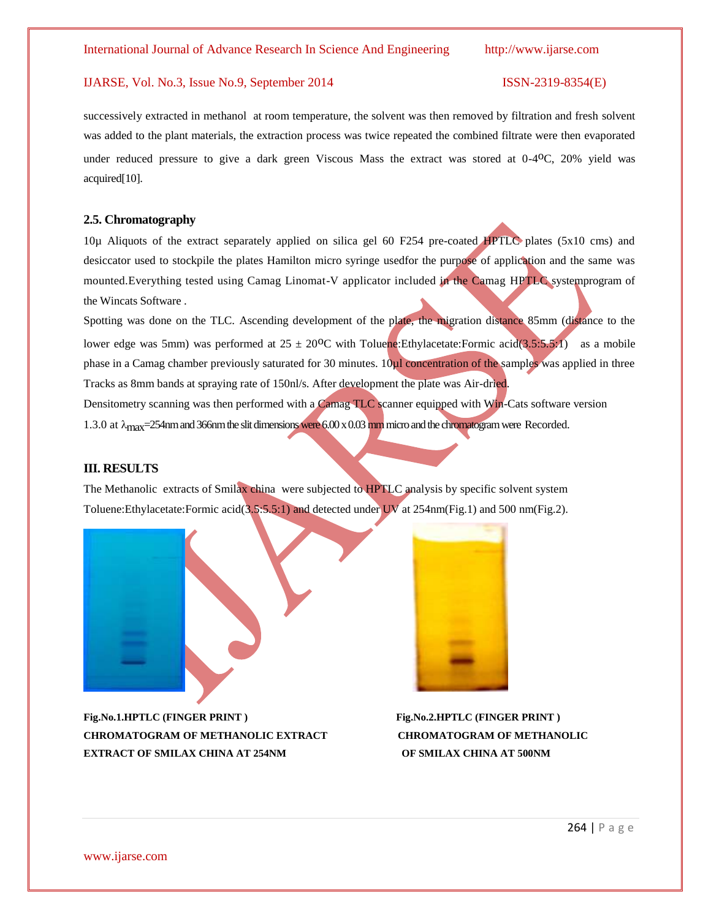successively extracted in methanol at room temperature, the solvent was then removed by filtration and fresh solvent was added to the plant materials, the extraction process was twice repeated the combined filtrate were then evaporated under reduced pressure to give a dark green Viscous Mass the extract was stored at 0-4$^{O}$C, 20% yield was acquired[10].

### 2.5. Chromatography

10µ Aliquots of the extract separately applied on silica gel 60 F254 pre-coated HPTLC plates (5x10 cms) and desiccator used to stockpile the plates Hamilton micro syringe usedfor the purpose of application and the same was mounted.Everything tested using Camag Linomat-V applicator included in the Camag HPTLC systemprogram of the Wincats Software .

Spotting was done on the TLC. Ascending development of the plate, the migration distance 85mm (distance to the lower edge was 5mm) was performed at 25 ± 20$^{O}$C with Toluene:Ethylacetate:Formic acid(3.5:5.5:1) as a mobile phase in a Camag chamber previously saturated for 30 minutes. 10µl concentration of the samples was applied in three Tracks as 8mm bands at spraying rate of 150nl/s. After development the plate was Air-dried.

Densitometry scanning was then performed with a Camag TLC scanner equipped with Win-Cats software version 1.3.0 at $\lambda_{max}$=254nm and 366nm the slit dimensions were 6.00 x 0.03 mm micro and the chromatogram were Recorded.

## III. RESULTS

The Methanolic extracts of Smilax china were subjected to HPTLC analysis by specific solvent system Toluene:Ethylacetate:Formic acid(3.5:5.5:1) and detected under UV at 254nm(Fig.1) and 500 nm(Fig.2).

**Fig.No.1.HPTLC (FINGER PRINT ) CHROMATOGRAM OF METHANOLIC EXTRACT EXTRACT OF SMILAX CHINA AT 254NM**

**Fig.No.2.HPTLC (FINGER PRINT ) CHROMATOGRAM OF METHANOLIC OF SMILAX CHINA AT 500NM**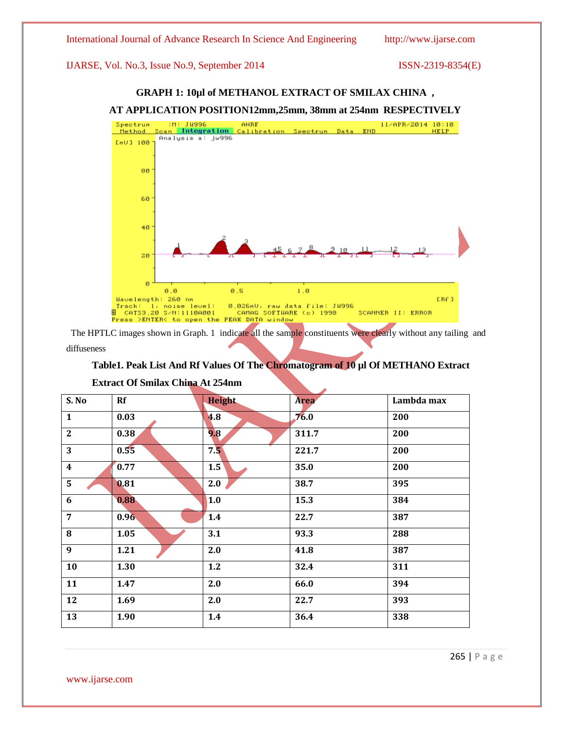**GRAPH 1: 10µl of METHANOL EXTRACT OF SMILAX CHINA ,**

**AT APPLICATION POSITION12mm,25mm, 38mm at 254nm RESPECTIVELY**

The HPTLC images shown in Graph. 1 indicate all the sample constituents were clearly without any tailing and diffuseness

**Table1. Peak List And Rf Values Of The Chromatogram of 10 µl Of METHANO Extract Extract Of Smilax China At 254nm**

| S. No | Rf | Height | Area | Lambda max |
|---|---|---|---|---|
| 1 | 0.03 | 4.8 | 76.0 | 200 |
| 2 | 0.38 | 9.8 | 311.7 | 200 |
| 3 | 0.55 | 7.5 | 221.7 | 200 |
| 4 | 0.77 | 1.5 | 35.0 | 200 |
| 5 | 0.81 | 2.0 | 38.7 | 395 |
| 6 | 0.88 | 1.0 | 15.3 | 384 |
| 7 | 0.96 | 1.4 | 22.7 | 387 |
| 8 | 1.05 | 3.1 | 93.3 | 288 |
| 9 | 1.21 | 2.0 | 41.8 | 387 |
| 10 | 1.30 | 1.2 | 32.4 | 311 |
| 11 | 1.47 | 2.0 | 66.0 | 394 |
| 12 | 1.69 | 2.0 | 22.7 | 393 |
| 13 | 1.90 | 1.4 | 36.4 | 338 |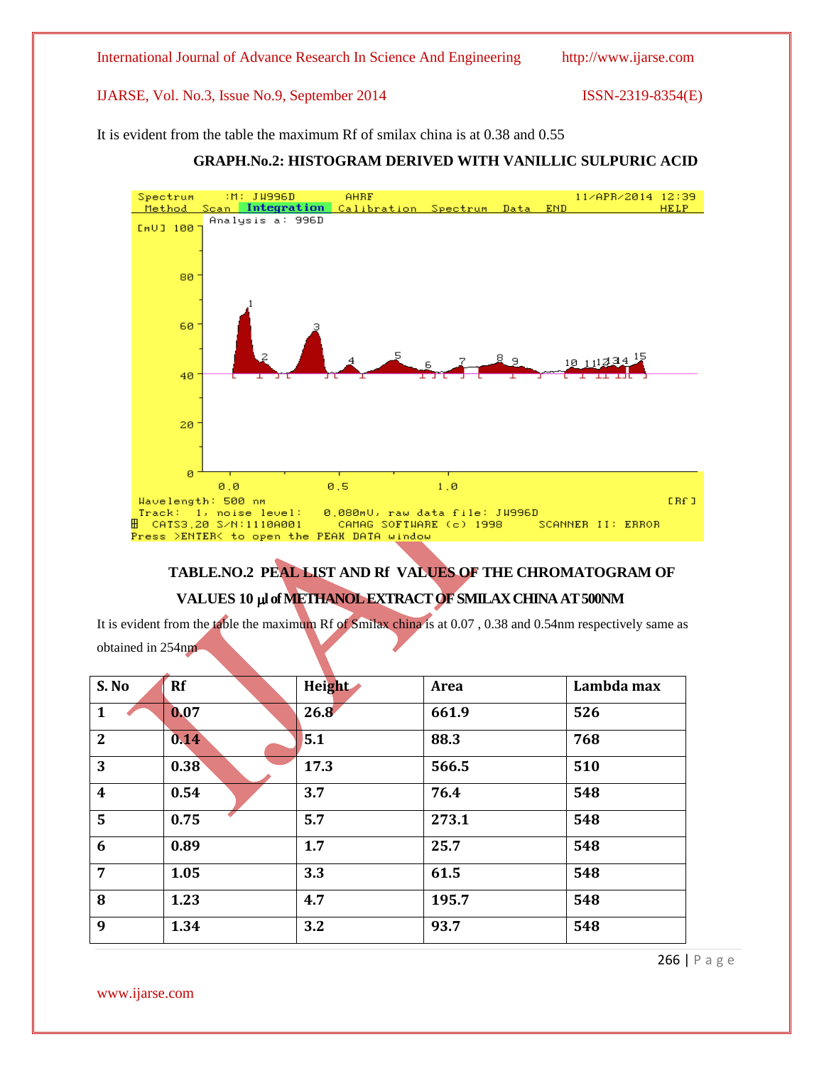It is evident from the table the maximum Rf of smilax china is at 0.38 and 0.55

**GRAPH.No.2: HISTOGRAM DERIVED WITH VANILLIC SULPURIC ACID**

**TABLE.NO.2 PEAL LIST AND Rf VALUES OF THE CHROMATOGRAM OF VALUES 10 μl of METHANOL EXTRACT OF SMILAX CHINA AT 500NM**

It is evident from the table the maximum Rf of Smilax china is at 0.07 , 0.38 and 0.54nm respectively same as obtained in 254nm

| S. No | Rf | Height | Area | Lambda max |
|---|---|---|---|---|
| 1 | 0.07 | 26.8 | 661.9 | 526 |
| 2 | 0.14 | 5.1 | 88.3 | 768 |
| 3 | 0.38 | 17.3 | 566.5 | 510 |
| 4 | 0.54 | 3.7 | 76.4 | 548 |
| 5 | 0.75 | 5.7 | 273.1 | 548 |
| 6 | 0.89 | 1.7 | 25.7 | 548 |
| 7 | 1.05 | 3.3 | 61.5 | 548 |
| 8 | 1.23 | 4.7 | 195.7 | 548 |
| 9 | 1.34 | 3.2 | 93.7 | 548 |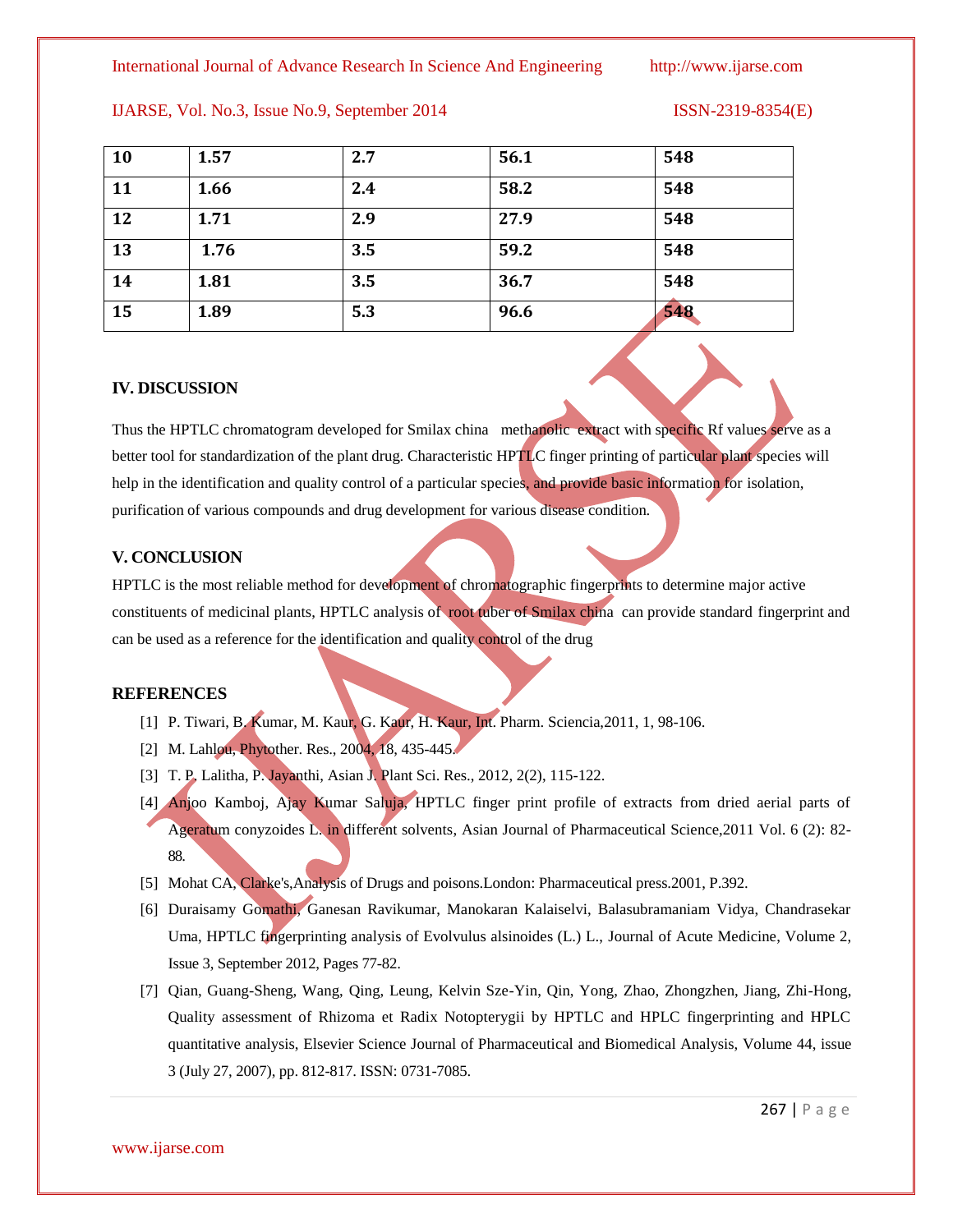| 10 | 1.57 | 2.7 | 56.1 | 548 |
|---|---|---|---|---|
| 11 | 1.66 | 2.4 | 58.2 | 548 |
| 12 | 1.71 | 2.9 | 27.9 | 548 |
| 13 | 1.76 | 3.5 | 59.2 | 548 |
| 14 | 1.81 | 3.5 | 36.7 | 548 |
| 15 | 1.89 | 5.3 | 96.6 | 548 |

## IV. DISCUSSION

Thus the HPTLC chromatogram developed for Smilax china methanolic extract with specific Rf values serve as a better tool for standardization of the plant drug. Characteristic HPTLC finger printing of particular plant species will help in the identification and quality control of a particular species, and provide basic information for isolation, purification of various compounds and drug development for various disease condition.

## V. CONCLUSION

HPTLC is the most reliable method for development of chromatographic fingerprints to determine major active constituents of medicinal plants, HPTLC analysis of root tuber of Smilax china can provide standard fingerprint and can be used as a reference for the identification and quality control of the drug

## REFERENCES

[1] P. Tiwari, B. Kumar, M. Kaur, G. Kaur, H. Kaur, Int. Pharm. Sciencia,2011, 1, 98-106.

[2] M. Lahlou, Phytother. Res., 2004, 18, 435-445.

[3] T. P. Lalitha, P. Jayanthi, Asian J. Plant Sci. Res., 2012, 2(2), 115-122.

[4] Anjoo Kamboj, Ajay Kumar Saluja, HPTLC finger print profile of extracts from dried aerial parts of Ageratum conyzoides L. in different solvents, Asian Journal of Pharmaceutical Science,2011 Vol. 6 (2): 82-88.

[5] Mohat CA, Clarke's,Analysis of Drugs and poisons.London: Pharmaceutical press.2001, P.392.

[6] Duraisamy Gomathi, Ganesan Ravikumar, Manokaran Kalaiselvi, Balasubramaniam Vidya, Chandrasekar Uma, HPTLC fingerprinting analysis of Evolvulus alsinoides (L.) L., Journal of Acute Medicine, Volume 2, Issue 3, September 2012, Pages 77-82.

[7] Qian, Guang-Sheng, Wang, Qing, Leung, Kelvin Sze-Yin, Qin, Yong, Zhao, Zhongzhen, Jiang, Zhi-Hong, Quality assessment of Rhizoma et Radix Notopterygii by HPTLC and HPLC fingerprinting and HPLC quantitative analysis, Elsevier Science Journal of Pharmaceutical and Biomedical Analysis, Volume 44, issue 3 (July 27, 2007), pp. 812-817. ISSN: 0731-7085.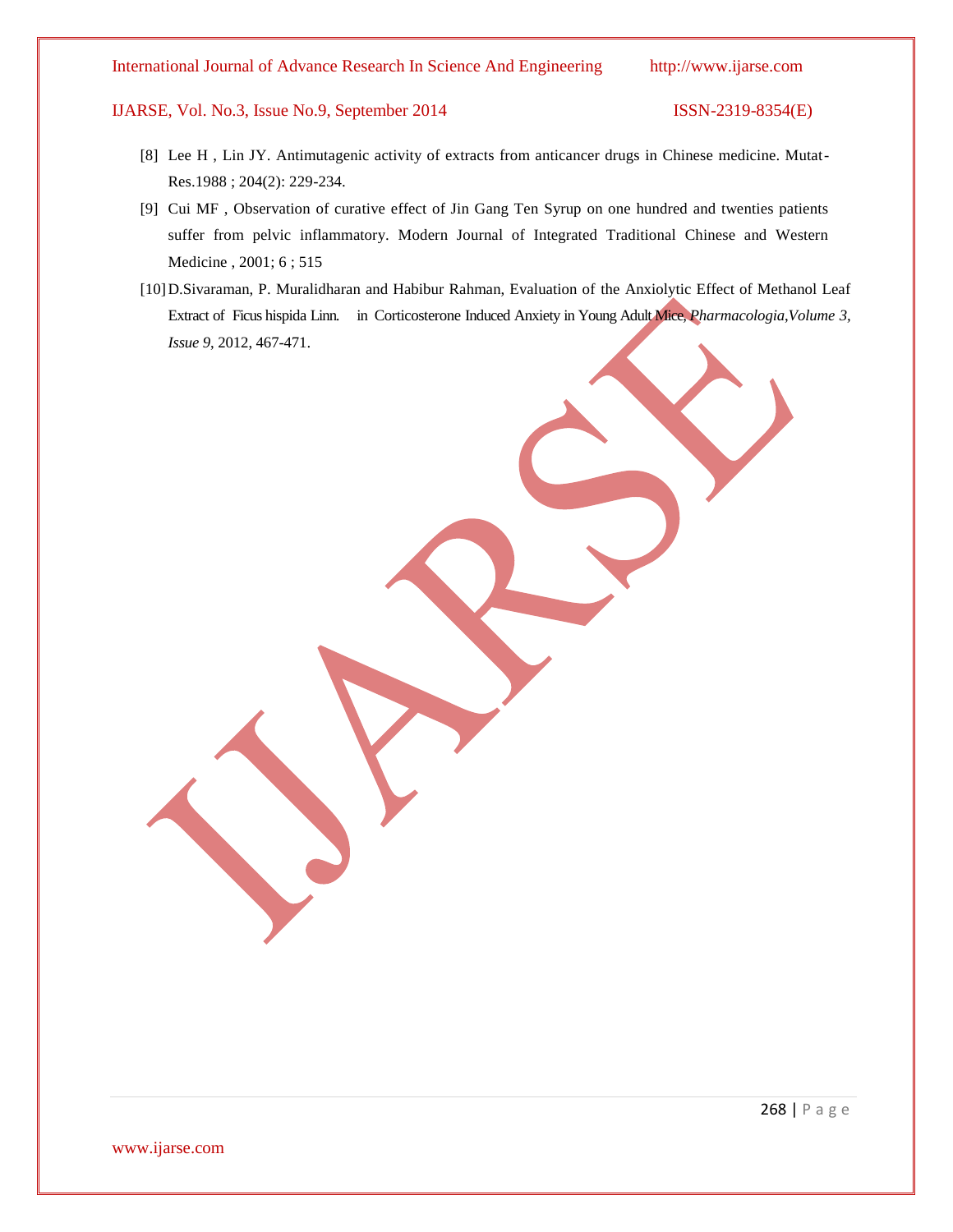[8] Lee H , Lin JY. Antimutagenic activity of extracts from anticancer drugs in Chinese medicine. Mutat-Res.1988 ; 204(2): 229-234.

[9] Cui MF , Observation of curative effect of Jin Gang Ten Syrup on one hundred and twenties patients suffer from pelvic inflammatory. Modern Journal of Integrated Traditional Chinese and Western Medicine , 2001; 6 ; 515

[10] D.Sivaraman, P. Muralidharan and Habibur Rahman, Evaluation of the Anxiolytic Effect of Methanol Leaf Extract of Ficus hispida Linn. in Corticosterone Induced Anxiety in Young Adult Mice, *Pharmacologia*, *Volume 3, Issue 9*, 2012, 467-471.